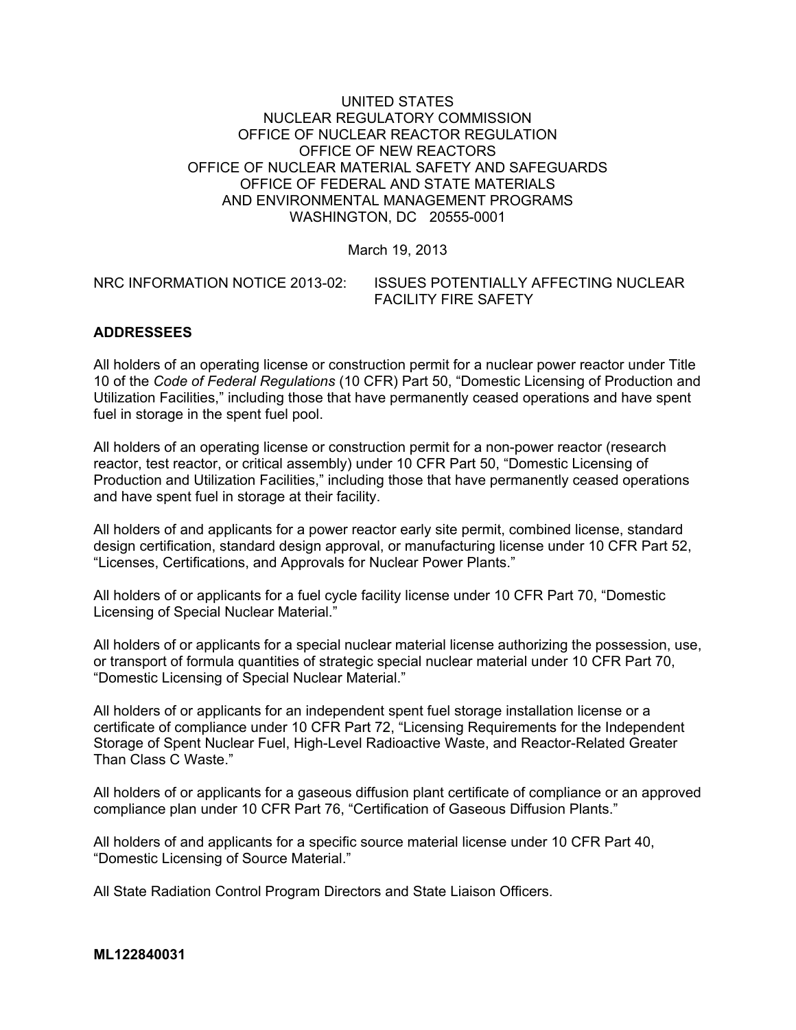UNITED STATES
NUCLEAR REGULATORY COMMISSION
OFFICE OF NUCLEAR REACTOR REGULATION
OFFICE OF NEW REACTORS
OFFICE OF NUCLEAR MATERIAL SAFETY AND SAFEGUARDS
OFFICE OF FEDERAL AND STATE MATERIALS
AND ENVIRONMENTAL MANAGEMENT PROGRAMS
WASHINGTON, DC 20555-0001

March 19, 2013

NRC INFORMATION NOTICE 2013-02: ISSUES POTENTIALLY AFFECTING NUCLEAR FACILITY FIRE SAFETY

**ADDRESSEES**

All holders of an operating license or construction permit for a nuclear power reactor under Title 10 of the *Code of Federal Regulations* (10 CFR) Part 50, "Domestic Licensing of Production and Utilization Facilities," including those that have permanently ceased operations and have spent fuel in storage in the spent fuel pool.

All holders of an operating license or construction permit for a non-power reactor (research reactor, test reactor, or critical assembly) under 10 CFR Part 50, "Domestic Licensing of Production and Utilization Facilities," including those that have permanently ceased operations and have spent fuel in storage at their facility.

All holders of and applicants for a power reactor early site permit, combined license, standard design certification, standard design approval, or manufacturing license under 10 CFR Part 52, "Licenses, Certifications, and Approvals for Nuclear Power Plants."

All holders of or applicants for a fuel cycle facility license under 10 CFR Part 70, "Domestic Licensing of Special Nuclear Material."

All holders of or applicants for a special nuclear material license authorizing the possession, use, or transport of formula quantities of strategic special nuclear material under 10 CFR Part 70, "Domestic Licensing of Special Nuclear Material."

All holders of or applicants for an independent spent fuel storage installation license or a certificate of compliance under 10 CFR Part 72, "Licensing Requirements for the Independent Storage of Spent Nuclear Fuel, High-Level Radioactive Waste, and Reactor-Related Greater Than Class C Waste."

All holders of or applicants for a gaseous diffusion plant certificate of compliance or an approved compliance plan under 10 CFR Part 76, "Certification of Gaseous Diffusion Plants."

All holders of and applicants for a specific source material license under 10 CFR Part 40, "Domestic Licensing of Source Material."

All State Radiation Control Program Directors and State Liaison Officers.

**ML122840031**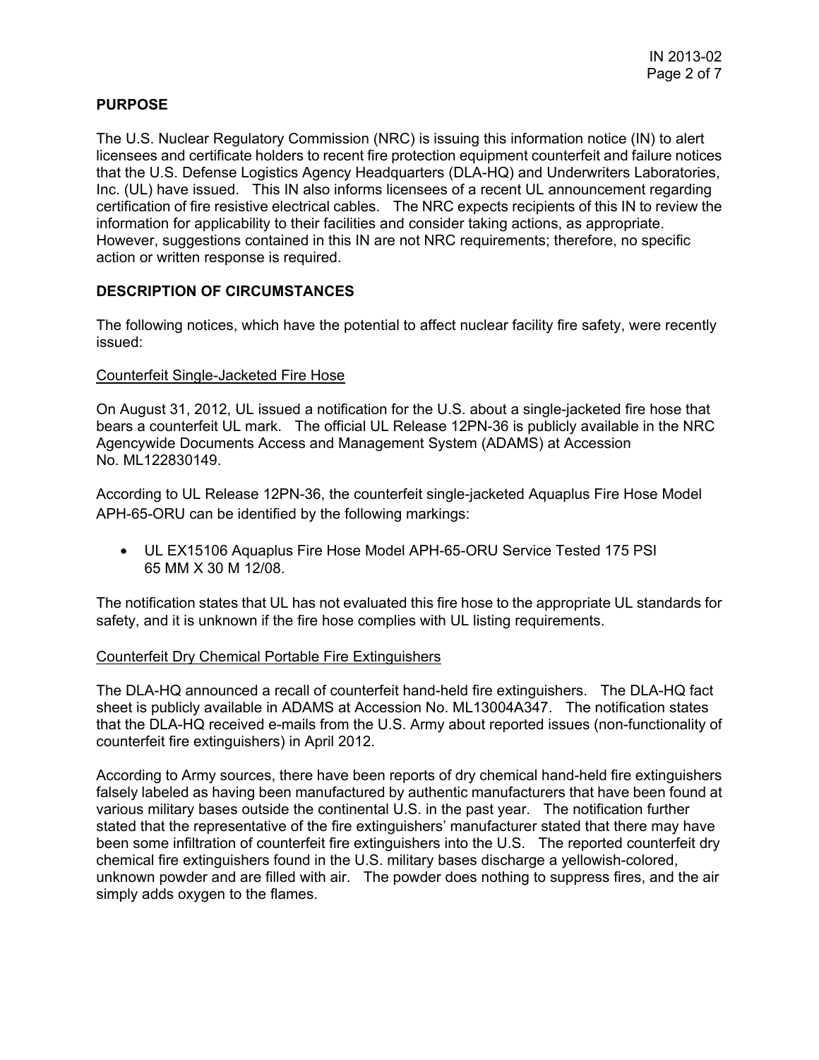## PURPOSE

The U.S. Nuclear Regulatory Commission (NRC) is issuing this information notice (IN) to alert licensees and certificate holders to recent fire protection equipment counterfeit and failure notices that the U.S. Defense Logistics Agency Headquarters (DLA-HQ) and Underwriters Laboratories, Inc. (UL) have issued. This IN also informs licensees of a recent UL announcement regarding certification of fire resistive electrical cables. The NRC expects recipients of this IN to review the information for applicability to their facilities and consider taking actions, as appropriate. However, suggestions contained in this IN are not NRC requirements; therefore, no specific action or written response is required.

## DESCRIPTION OF CIRCUMSTANCES

The following notices, which have the potential to affect nuclear facility fire safety, were recently issued:

Counterfeit Single-Jacketed Fire Hose

On August 31, 2012, UL issued a notification for the U.S. about a single-jacketed fire hose that bears a counterfeit UL mark. The official UL Release 12PN-36 is publicly available in the NRC Agencywide Documents Access and Management System (ADAMS) at Accession No. ML122830149.

According to UL Release 12PN-36, the counterfeit single-jacketed Aquaplus Fire Hose Model APH-65-ORU can be identified by the following markings:

- UL EX15106 Aquaplus Fire Hose Model APH-65-ORU Service Tested 175 PSI 65 MM X 30 M 12/08.

The notification states that UL has not evaluated this fire hose to the appropriate UL standards for safety, and it is unknown if the fire hose complies with UL listing requirements.

Counterfeit Dry Chemical Portable Fire Extinguishers

The DLA-HQ announced a recall of counterfeit hand-held fire extinguishers. The DLA-HQ fact sheet is publicly available in ADAMS at Accession No. ML13004A347. The notification states that the DLA-HQ received e-mails from the U.S. Army about reported issues (non-functionality of counterfeit fire extinguishers) in April 2012.

According to Army sources, there have been reports of dry chemical hand-held fire extinguishers falsely labeled as having been manufactured by authentic manufacturers that have been found at various military bases outside the continental U.S. in the past year. The notification further stated that the representative of the fire extinguishers' manufacturer stated that there may have been some infiltration of counterfeit fire extinguishers into the U.S. The reported counterfeit dry chemical fire extinguishers found in the U.S. military bases discharge a yellowish-colored, unknown powder and are filled with air. The powder does nothing to suppress fires, and the air simply adds oxygen to the flames.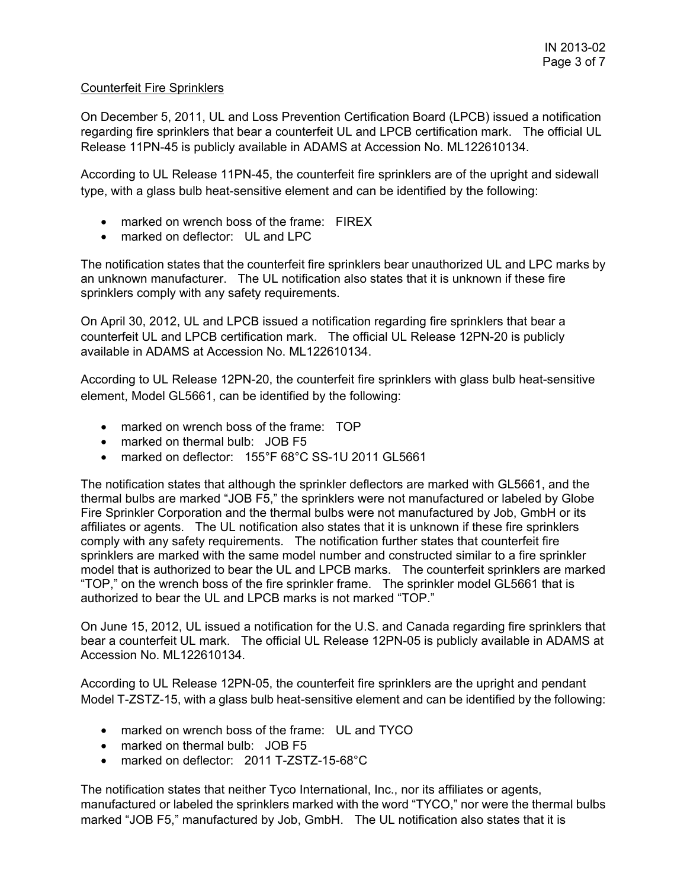Counterfeit Fire Sprinklers

On December 5, 2011, UL and Loss Prevention Certification Board (LPCB) issued a notification regarding fire sprinklers that bear a counterfeit UL and LPCB certification mark. The official UL Release 11PN-45 is publicly available in ADAMS at Accession No. ML122610134.

According to UL Release 11PN-45, the counterfeit fire sprinklers are of the upright and sidewall type, with a glass bulb heat-sensitive element and can be identified by the following:

- marked on wrench boss of the frame: FIREX
- marked on deflector: UL and LPC

The notification states that the counterfeit fire sprinklers bear unauthorized UL and LPC marks by an unknown manufacturer. The UL notification also states that it is unknown if these fire sprinklers comply with any safety requirements.

On April 30, 2012, UL and LPCB issued a notification regarding fire sprinklers that bear a counterfeit UL and LPCB certification mark. The official UL Release 12PN-20 is publicly available in ADAMS at Accession No. ML122610134.

According to UL Release 12PN-20, the counterfeit fire sprinklers with glass bulb heat-sensitive element, Model GL5661, can be identified by the following:

- marked on wrench boss of the frame: TOP
- marked on thermal bulb: JOB F5
- marked on deflector: 155°F 68°C SS-1U 2011 GL5661

The notification states that although the sprinkler deflectors are marked with GL5661, and the thermal bulbs are marked "JOB F5," the sprinklers were not manufactured or labeled by Globe Fire Sprinkler Corporation and the thermal bulbs were not manufactured by Job, GmbH or its affiliates or agents. The UL notification also states that it is unknown if these fire sprinklers comply with any safety requirements. The notification further states that counterfeit fire sprinklers are marked with the same model number and constructed similar to a fire sprinkler model that is authorized to bear the UL and LPCB marks. The counterfeit sprinklers are marked "TOP," on the wrench boss of the fire sprinkler frame. The sprinkler model GL5661 that is authorized to bear the UL and LPCB marks is not marked "TOP."

On June 15, 2012, UL issued a notification for the U.S. and Canada regarding fire sprinklers that bear a counterfeit UL mark. The official UL Release 12PN-05 is publicly available in ADAMS at Accession No. ML122610134.

According to UL Release 12PN-05, the counterfeit fire sprinklers are the upright and pendant Model T-ZSTZ-15, with a glass bulb heat-sensitive element and can be identified by the following:

- marked on wrench boss of the frame: UL and TYCO
- marked on thermal bulb: JOB F5
- marked on deflector: 2011 T-ZSTZ-15-68°C

The notification states that neither Tyco International, Inc., nor its affiliates or agents, manufactured or labeled the sprinklers marked with the word "TYCO," nor were the thermal bulbs marked "JOB F5," manufactured by Job, GmbH. The UL notification also states that it is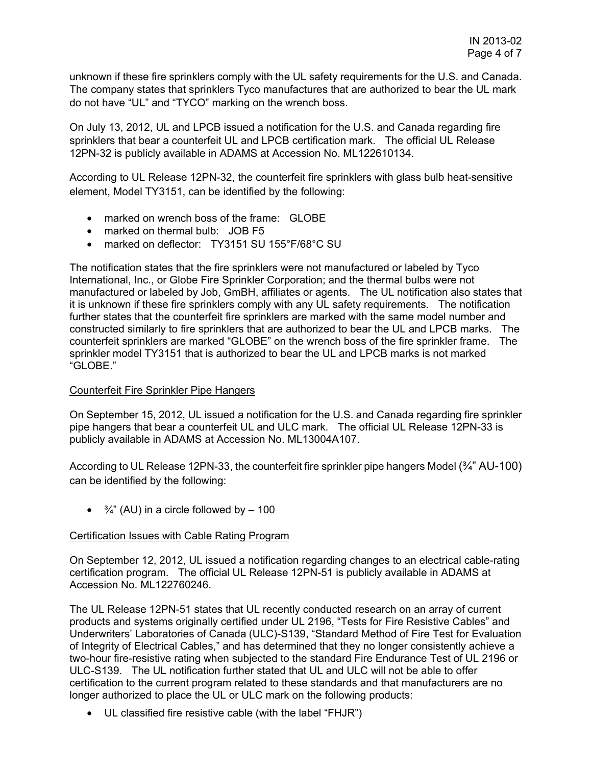unknown if these fire sprinklers comply with the UL safety requirements for the U.S. and Canada. The company states that sprinklers Tyco manufactures that are authorized to bear the UL mark do not have "UL" and "TYCO" marking on the wrench boss.

On July 13, 2012, UL and LPCB issued a notification for the U.S. and Canada regarding fire sprinklers that bear a counterfeit UL and LPCB certification mark. The official UL Release 12PN-32 is publicly available in ADAMS at Accession No. ML122610134.

According to UL Release 12PN-32, the counterfeit fire sprinklers with glass bulb heat-sensitive element, Model TY3151, can be identified by the following:

- marked on wrench boss of the frame: GLOBE
- marked on thermal bulb: JOB F5
- marked on deflector: TY3151 SU 155°F/68°C SU

The notification states that the fire sprinklers were not manufactured or labeled by Tyco International, Inc., or Globe Fire Sprinkler Corporation; and the thermal bulbs were not manufactured or labeled by Job, GmBH, affiliates or agents. The UL notification also states that it is unknown if these fire sprinklers comply with any UL safety requirements. The notification further states that the counterfeit fire sprinklers are marked with the same model number and constructed similarly to fire sprinklers that are authorized to bear the UL and LPCB marks. The counterfeit sprinklers are marked "GLOBE" on the wrench boss of the fire sprinkler frame. The sprinkler model TY3151 that is authorized to bear the UL and LPCB marks is not marked "GLOBE."

Counterfeit Fire Sprinkler Pipe Hangers

On September 15, 2012, UL issued a notification for the U.S. and Canada regarding fire sprinkler pipe hangers that bear a counterfeit UL and ULC mark. The official UL Release 12PN-33 is publicly available in ADAMS at Accession No. ML13004A107.

According to UL Release 12PN-33, the counterfeit fire sprinkler pipe hangers Model (¾" AU-100) can be identified by the following:

- ¾" (AU) in a circle followed by – 100

Certification Issues with Cable Rating Program

On September 12, 2012, UL issued a notification regarding changes to an electrical cable-rating certification program. The official UL Release 12PN-51 is publicly available in ADAMS at Accession No. ML122760246.

The UL Release 12PN-51 states that UL recently conducted research on an array of current products and systems originally certified under UL 2196, "Tests for Fire Resistive Cables" and Underwriters' Laboratories of Canada (ULC)-S139, "Standard Method of Fire Test for Evaluation of Integrity of Electrical Cables," and has determined that they no longer consistently achieve a two-hour fire-resistive rating when subjected to the standard Fire Endurance Test of UL 2196 or ULC-S139. The UL notification further stated that UL and ULC will not be able to offer certification to the current program related to these standards and that manufacturers are no longer authorized to place the UL or ULC mark on the following products:

- UL classified fire resistive cable (with the label "FHJR")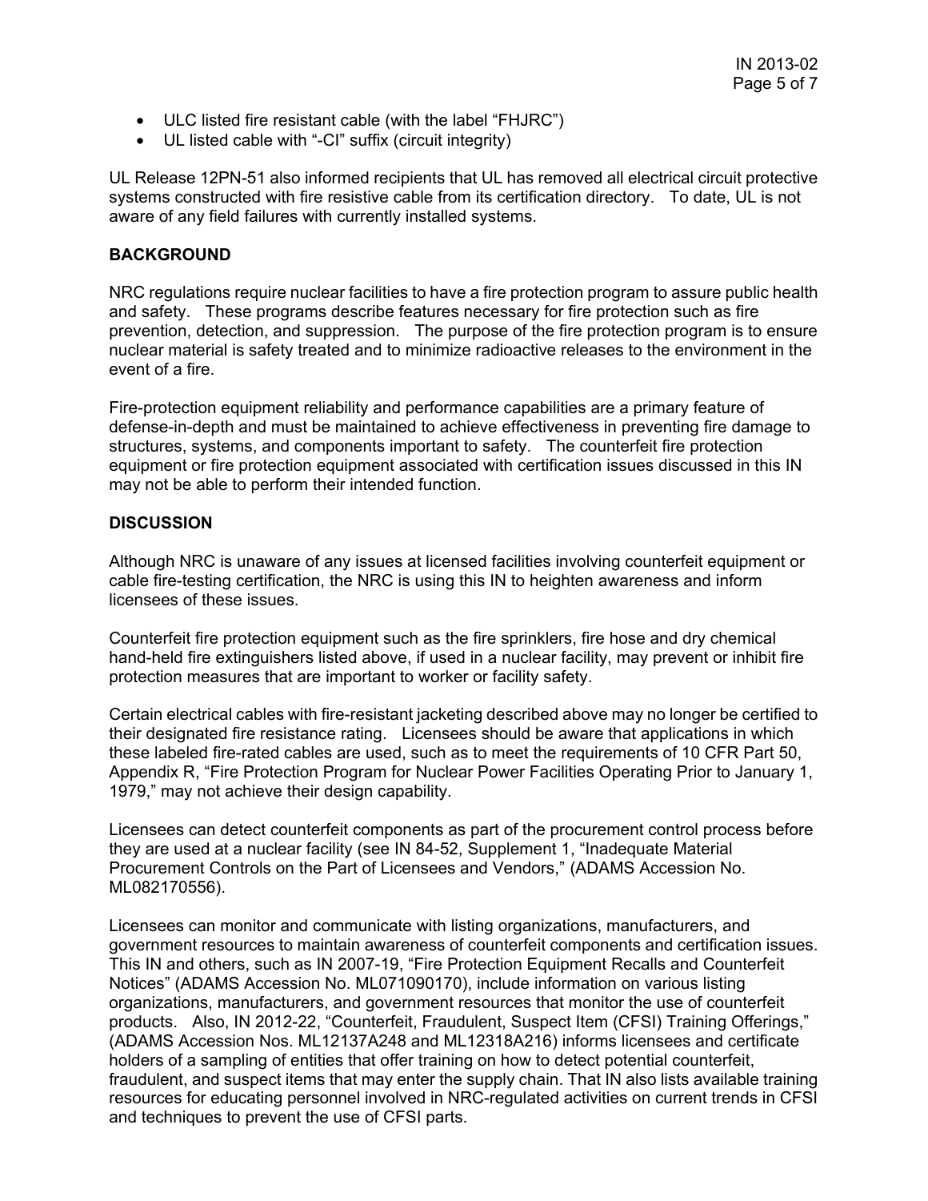- ULC listed fire resistant cable (with the label "FHJRC")
- UL listed cable with "-CI" suffix (circuit integrity)

UL Release 12PN-51 also informed recipients that UL has removed all electrical circuit protective systems constructed with fire resistive cable from its certification directory. To date, UL is not aware of any field failures with currently installed systems.

## BACKGROUND

NRC regulations require nuclear facilities to have a fire protection program to assure public health and safety. These programs describe features necessary for fire protection such as fire prevention, detection, and suppression. The purpose of the fire protection program is to ensure nuclear material is safety treated and to minimize radioactive releases to the environment in the event of a fire.

Fire-protection equipment reliability and performance capabilities are a primary feature of defense-in-depth and must be maintained to achieve effectiveness in preventing fire damage to structures, systems, and components important to safety. The counterfeit fire protection equipment or fire protection equipment associated with certification issues discussed in this IN may not be able to perform their intended function.

## DISCUSSION

Although NRC is unaware of any issues at licensed facilities involving counterfeit equipment or cable fire-testing certification, the NRC is using this IN to heighten awareness and inform licensees of these issues.

Counterfeit fire protection equipment such as the fire sprinklers, fire hose and dry chemical hand-held fire extinguishers listed above, if used in a nuclear facility, may prevent or inhibit fire protection measures that are important to worker or facility safety.

Certain electrical cables with fire-resistant jacketing described above may no longer be certified to their designated fire resistance rating. Licensees should be aware that applications in which these labeled fire-rated cables are used, such as to meet the requirements of 10 CFR Part 50, Appendix R, "Fire Protection Program for Nuclear Power Facilities Operating Prior to January 1, 1979," may not achieve their design capability.

Licensees can detect counterfeit components as part of the procurement control process before they are used at a nuclear facility (see IN 84-52, Supplement 1, "Inadequate Material Procurement Controls on the Part of Licensees and Vendors," (ADAMS Accession No. ML082170556).

Licensees can monitor and communicate with listing organizations, manufacturers, and government resources to maintain awareness of counterfeit components and certification issues. This IN and others, such as IN 2007-19, "Fire Protection Equipment Recalls and Counterfeit Notices" (ADAMS Accession No. ML071090170), include information on various listing organizations, manufacturers, and government resources that monitor the use of counterfeit products. Also, IN 2012-22, "Counterfeit, Fraudulent, Suspect Item (CFSI) Training Offerings," (ADAMS Accession Nos. ML12137A248 and ML12318A216) informs licensees and certificate holders of a sampling of entities that offer training on how to detect potential counterfeit, fraudulent, and suspect items that may enter the supply chain. That IN also lists available training resources for educating personnel involved in NRC-regulated activities on current trends in CFSI and techniques to prevent the use of CFSI parts.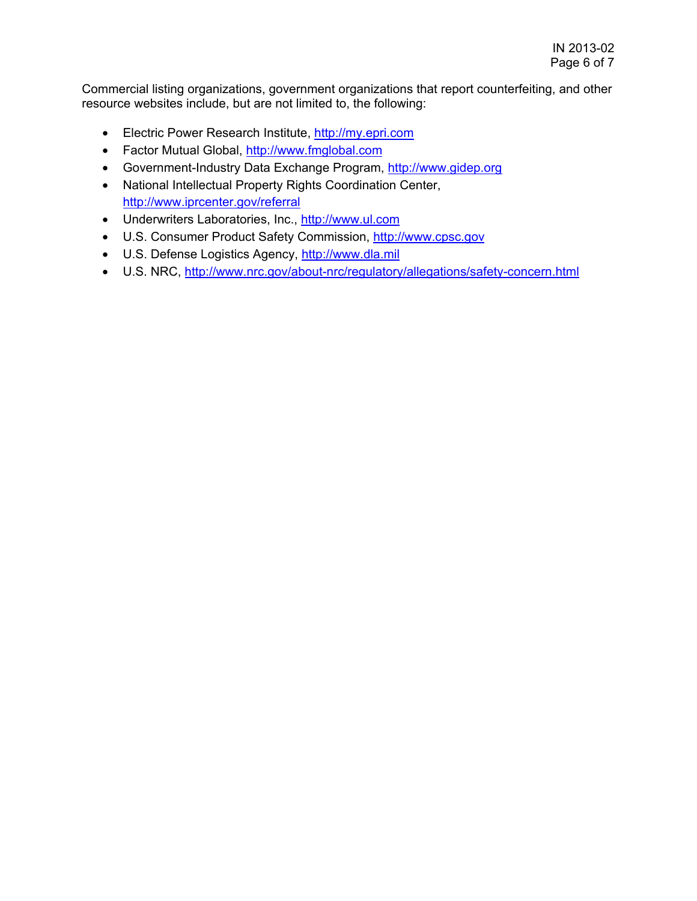Commercial listing organizations, government organizations that report counterfeiting, and other resource websites include, but are not limited to, the following:

- Electric Power Research Institute, http://my.epri.com
- Factor Mutual Global, http://www.fmglobal.com
- Government-Industry Data Exchange Program, http://www.gidep.org
- National Intellectual Property Rights Coordination Center, http://www.iprcenter.gov/referral
- Underwriters Laboratories, Inc., http://www.ul.com
- U.S. Consumer Product Safety Commission, http://www.cpsc.gov
- U.S. Defense Logistics Agency, http://www.dla.mil
- U.S. NRC, http://www.nrc.gov/about-nrc/regulatory/allegations/safety-concern.html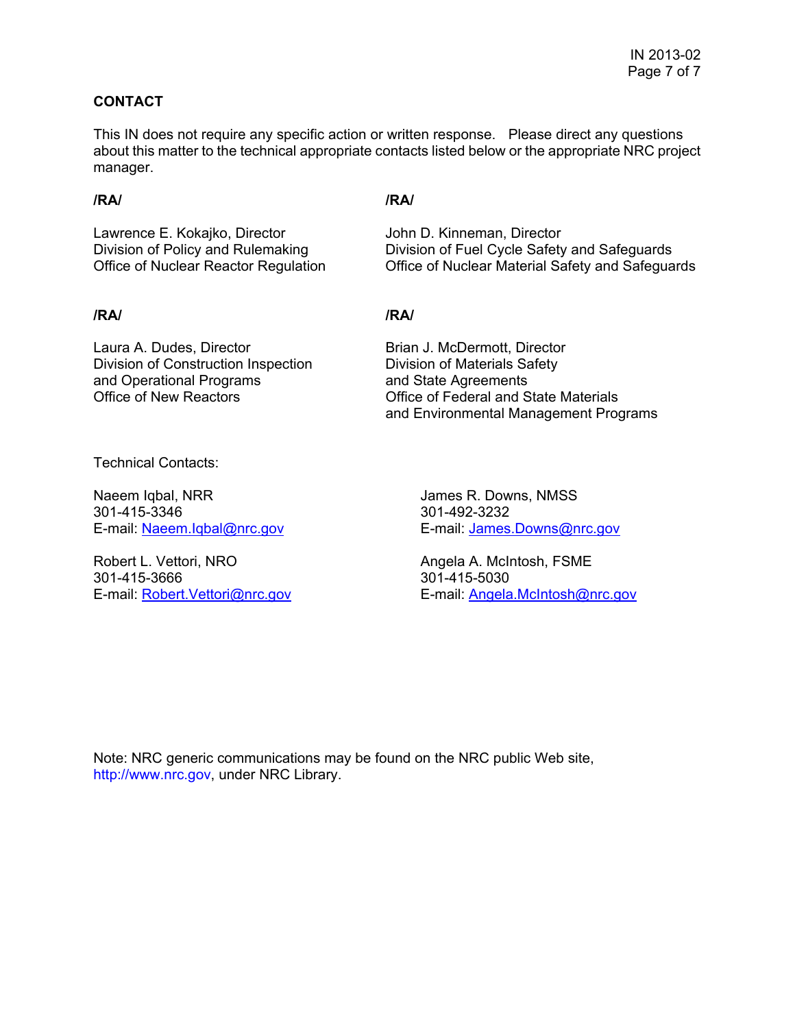## CONTACT

This IN does not require any specific action or written response. Please direct any questions about this matter to the technical appropriate contacts listed below or the appropriate NRC project manager.

**/RA/**

Lawrence E. Kokajko, Director
Division of Policy and Rulemaking
Office of Nuclear Reactor Regulation

**/RA/**

John D. Kinneman, Director
Division of Fuel Cycle Safety and Safeguards
Office of Nuclear Material Safety and Safeguards

**/RA/**

Laura A. Dudes, Director
Division of Construction Inspection
and Operational Programs
Office of New Reactors

**/RA/**

Brian J. McDermott, Director
Division of Materials Safety
and State Agreements
Office of Federal and State Materials
and Environmental Management Programs

Technical Contacts:

Naeem Iqbal, NRR
301-415-3346
E-mail: Naeem.Iqbal@nrc.gov

James R. Downs, NMSS
301-492-3232
E-mail: James.Downs@nrc.gov

Robert L. Vettori, NRO
301-415-3666
E-mail: Robert.Vettori@nrc.gov

Angela A. McIntosh, FSME
301-415-5030
E-mail: Angela.McIntosh@nrc.gov

Note: NRC generic communications may be found on the NRC public Web site, http://www.nrc.gov, under NRC Library.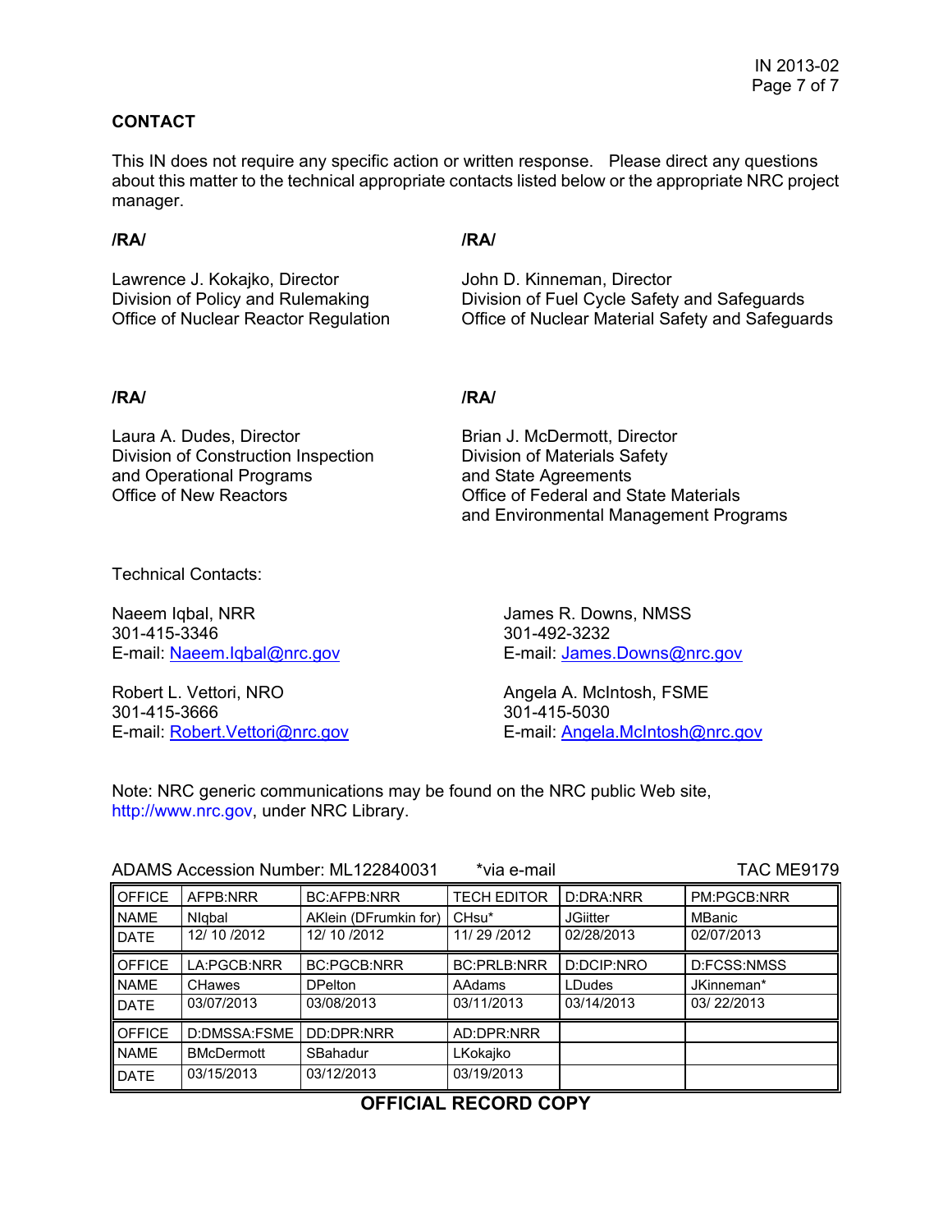## CONTACT

This IN does not require any specific action or written response. Please direct any questions about this matter to the technical appropriate contacts listed below or the appropriate NRC project manager.

**/RA/**

Lawrence J. Kokajko, Director
Division of Policy and Rulemaking
Office of Nuclear Reactor Regulation

**/RA/**

John D. Kinneman, Director
Division of Fuel Cycle Safety and Safeguards
Office of Nuclear Material Safety and Safeguards

**/RA/**

Laura A. Dudes, Director
Division of Construction Inspection
and Operational Programs
Office of New Reactors

**/RA/**

Brian J. McDermott, Director
Division of Materials Safety
and State Agreements
Office of Federal and State Materials
and Environmental Management Programs

Technical Contacts:

Naeem Iqbal, NRR
301-415-3346
E-mail: Naeem.Iqbal@nrc.gov

James R. Downs, NMSS
301-492-3232
E-mail: James.Downs@nrc.gov

Robert L. Vettori, NRO
301-415-3666
E-mail: Robert.Vettori@nrc.gov

Angela A. McIntosh, FSME
301-415-5030
E-mail: Angela.McIntosh@nrc.gov

Note: NRC generic communications may be found on the NRC public Web site, http://www.nrc.gov, under NRC Library.

ADAMS Accession Number: ML122840031 *via e-mail TAC ME9179

| | | | | | |
|---|---|---|---|---|---|
| OFFICE | AFPB:NRR | BC:AFPB:NRR | TECH EDITOR | D:DRA:NRR | PM:PGCB:NRR |
| NAME | NIqbal | AKlein (DFrumkin for) | CHsu* | JGiitter | MBanic |
| DATE | 12/ 10 /2012 | 12/ 10 /2012 | 11/ 29 /2012 | 02/28/2013 | 02/07/2013 |
| OFFICE | LA:PGCB:NRR | BC:PGCB:NRR | BC:PRLB:NRR | D:DCIP:NRO | D:FCSS:NMSS |
| NAME | CHawes | DPelton | AAdams | LDudes | JKinneman* |
| DATE | 03/07/2013 | 03/08/2013 | 03/11/2013 | 03/14/2013 | 03/ 22/2013 |
| OFFICE | D:DMSSA:FSME | DD:DPR:NRR | AD:DPR:NRR | | |
| NAME | BMcDermott | SBahadur | LKokajko | | |
| DATE | 03/15/2013 | 03/12/2013 | 03/19/2013 | | |

**OFFICIAL RECORD COPY**